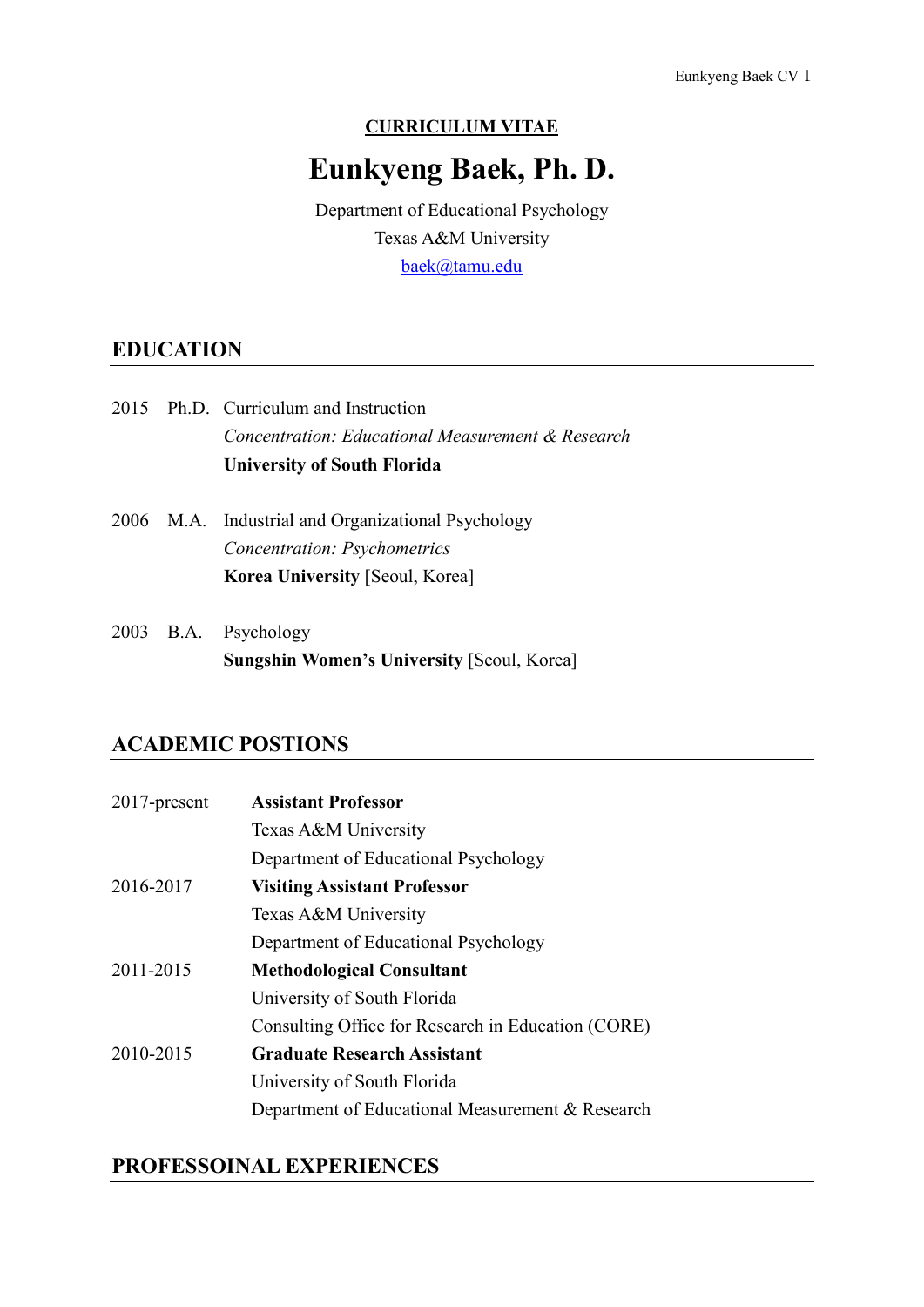**CURRICULUM VITAE**

# Eunkyeng Baek, Ph. D.

Department of Educational Psychology
Texas A&M University
baek@tamu.edu

## EDUCATION

2015 Ph.D. Curriculum and Instruction
*Concentration: Educational Measurement & Research*
**University of South Florida**

2006 M.A. Industrial and Organizational Psychology
*Concentration: Psychometrics*
**Korea University** [Seoul, Korea]

2003 B.A. Psychology
**Sungshin Women's University** [Seoul, Korea]

## ACADEMIC POSTIONS

2017-present **Assistant Professor**
Texas A&M University
Department of Educational Psychology

2016-2017 **Visiting Assistant Professor**
Texas A&M University
Department of Educational Psychology

2011-2015 **Methodological Consultant**
University of South Florida
Consulting Office for Research in Education (CORE)

2010-2015 **Graduate Research Assistant**
University of South Florida
Department of Educational Measurement & Research

## PROFESSOINAL EXPERIENCES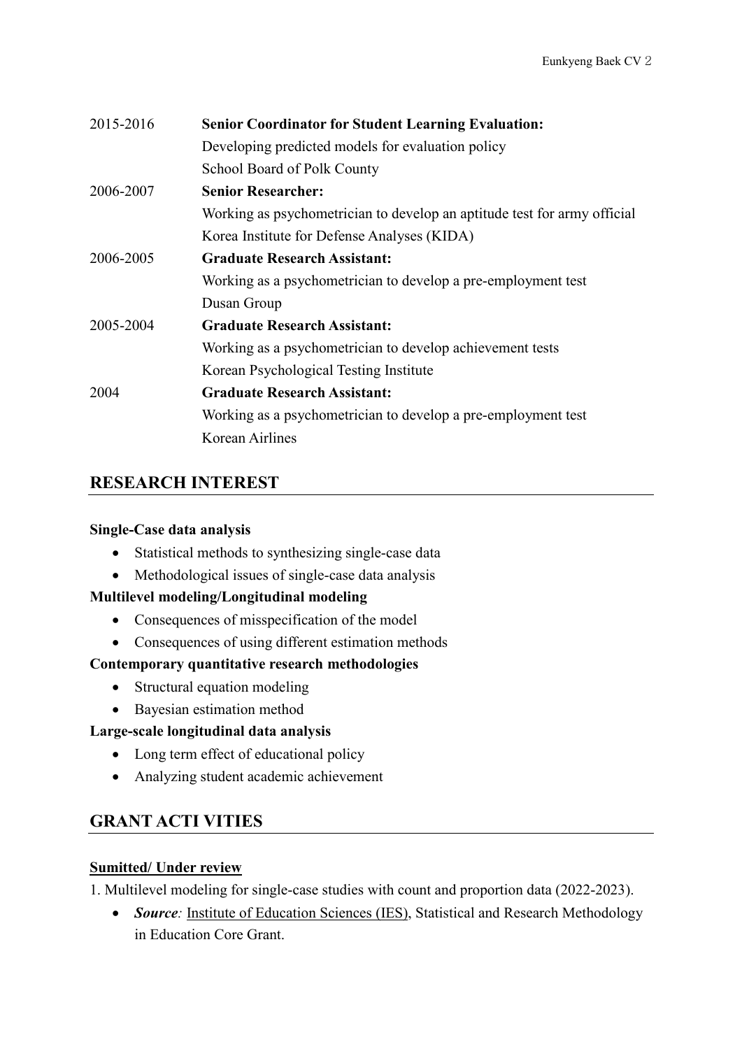| | |
|---|---|
| 2015-2016 | **Senior Coordinator for Student Learning Evaluation:**<br>Developing predicted models for evaluation policy<br>School Board of Polk County |
| 2006-2007 | **Senior Researcher:**<br>Working as psychometrician to develop an aptitude test for army official<br>Korea Institute for Defense Analyses (KIDA) |
| 2006-2005 | **Graduate Research Assistant:**<br>Working as a psychometrician to develop a pre-employment test<br>Dusan Group |
| 2005-2004 | **Graduate Research Assistant:**<br>Working as a psychometrician to develop achievement tests<br>Korean Psychological Testing Institute |
| 2004 | **Graduate Research Assistant:**<br>Working as a psychometrician to develop a pre-employment test<br>Korean Airlines |

## RESEARCH INTEREST

**Single-Case data analysis**

- Statistical methods to synthesizing single-case data
- Methodological issues of single-case data analysis

**Multilevel modeling/Longitudinal modeling**

- Consequences of misspecification of the model
- Consequences of using different estimation methods

**Contemporary quantitative research methodologies**

- Structural equation modeling
- Bayesian estimation method

**Large-scale longitudinal data analysis**

- Long term effect of educational policy
- Analyzing student academic achievement

## GRANT ACTI VITIES

**<u>Sumitted/ Under review</u>**

1. Multilevel modeling for single-case studies with count and proportion data (2022-2023).
   - ***Source**:* <u>Institute of Education Sciences (IES)</u>, Statistical and Research Methodology in Education Core Grant.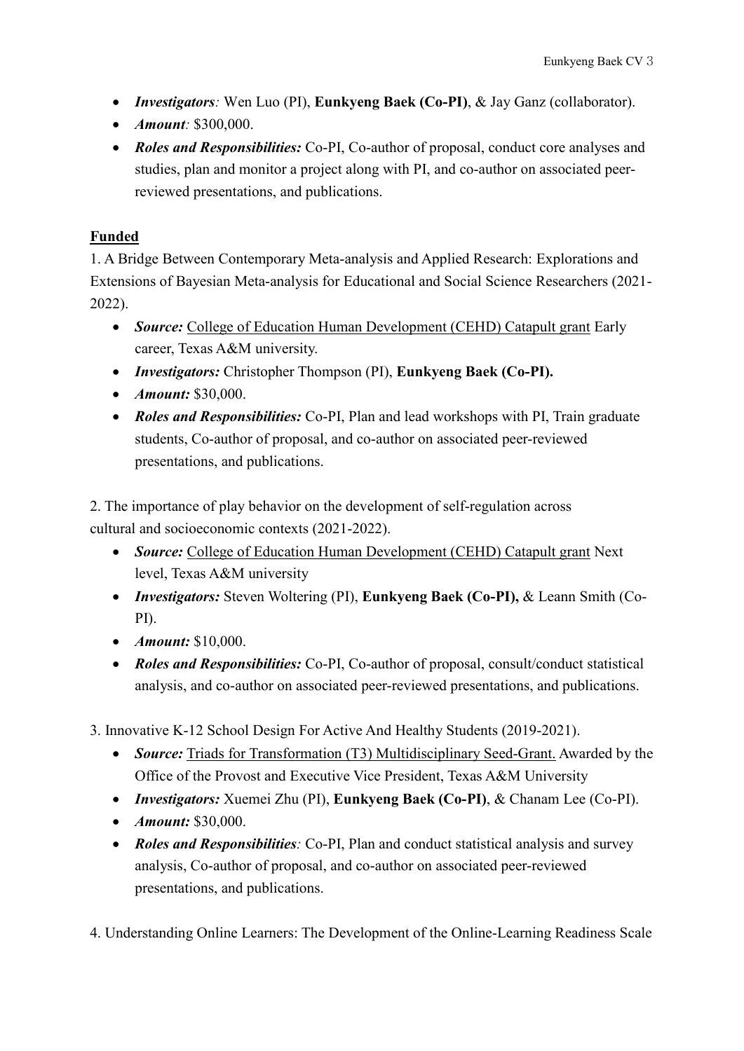- ***Investigators:*** Wen Luo (PI), **Eunkyeng Baek (Co-PI)**, & Jay Ganz (collaborator).
- ***Amount:*** $300,000.
- ***Roles and Responsibilities:*** Co-PI, Co-author of proposal, conduct core analyses and studies, plan and monitor a project along with PI, and co-author on associated peer-reviewed presentations, and publications.

**Funded**

1. A Bridge Between Contemporary Meta-analysis and Applied Research: Explorations and Extensions of Bayesian Meta-analysis for Educational and Social Science Researchers (2021-2022).

- ***Source:*** College of Education Human Development (CEHD) Catapult grant Early career, Texas A&M university.
- ***Investigators:*** Christopher Thompson (PI), **Eunkyeng Baek (Co-PI).**
- ***Amount:*** $30,000.
- ***Roles and Responsibilities:*** Co-PI, Plan and lead workshops with PI, Train graduate students, Co-author of proposal, and co-author on associated peer-reviewed presentations, and publications.

2. The importance of play behavior on the development of self-regulation across cultural and socioeconomic contexts (2021-2022).

- ***Source:*** College of Education Human Development (CEHD) Catapult grant Next level, Texas A&M university
- ***Investigators:*** Steven Woltering (PI), **Eunkyeng Baek (Co-PI),** & Leann Smith (Co-PI).
- ***Amount:*** $10,000.
- ***Roles and Responsibilities:*** Co-PI, Co-author of proposal, consult/conduct statistical analysis, and co-author on associated peer-reviewed presentations, and publications.

3. Innovative K-12 School Design For Active And Healthy Students (2019-2021).

- ***Source:*** Triads for Transformation (T3) Multidisciplinary Seed-Grant. Awarded by the Office of the Provost and Executive Vice President, Texas A&M University
- ***Investigators:*** Xuemei Zhu (PI), **Eunkyeng Baek (Co-PI)**, & Chanam Lee (Co-PI).
- ***Amount:*** $30,000.
- ***Roles and Responsibilities:*** Co-PI, Plan and conduct statistical analysis and survey analysis, Co-author of proposal, and co-author on associated peer-reviewed presentations, and publications.

4. Understanding Online Learners: The Development of the Online-Learning Readiness Scale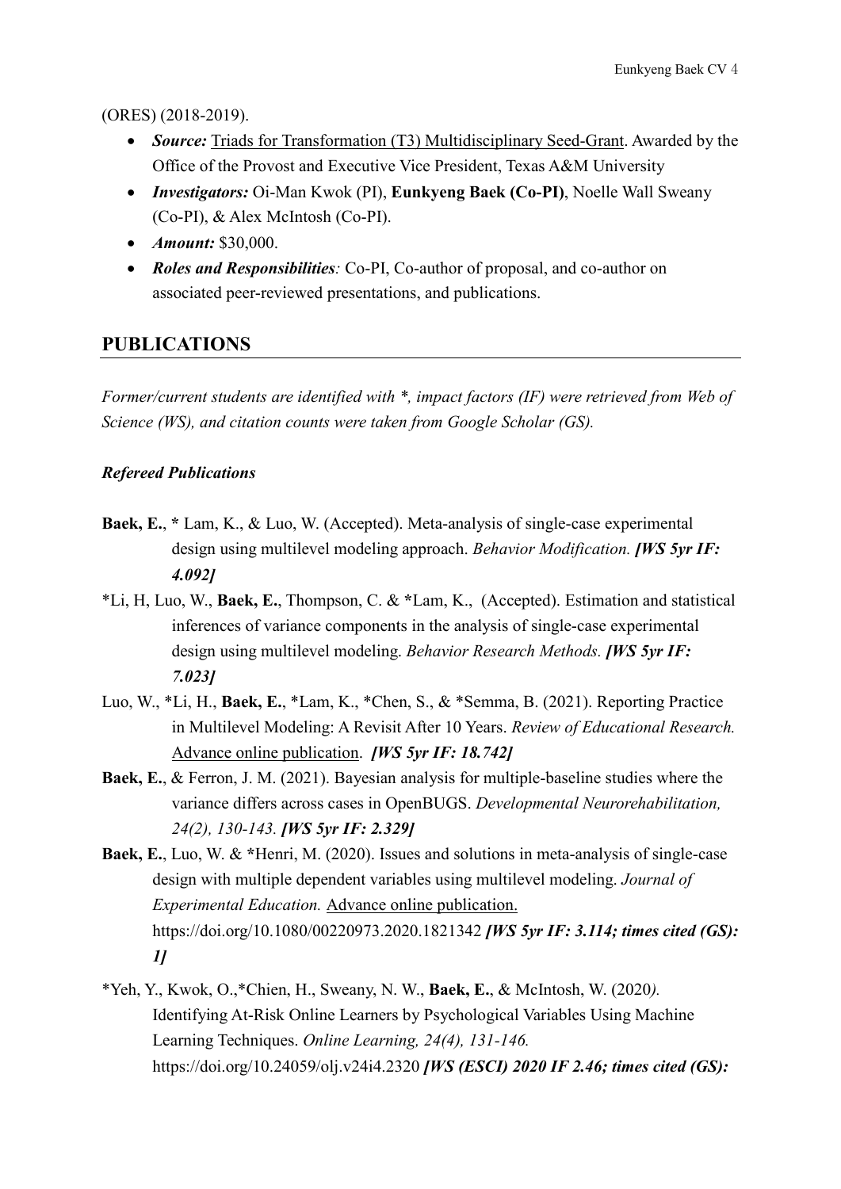(ORES) (2018-2019).

- ***Source:*** Triads for Transformation (T3) Multidisciplinary Seed-Grant. Awarded by the Office of the Provost and Executive Vice President, Texas A&M University
- ***Investigators:*** Oi-Man Kwok (PI), **Eunkyeng Baek (Co-PI)**, Noelle Wall Sweany (Co-PI), & Alex McIntosh (Co-PI).
- ***Amount:*** $30,000.
- ***Roles and Responsibilities**:* Co-PI, Co-author of proposal, and co-author on associated peer-reviewed presentations, and publications.

## PUBLICATIONS

*Former/current students are identified with *, impact factors (IF) were retrieved from Web of Science (WS), and citation counts were taken from Google Scholar (GS).*

### *Refereed Publications*

**Baek, E.**, * Lam, K., & Luo, W. (Accepted). Meta-analysis of single-case experimental design using multilevel modeling approach. *Behavior Modification.* ***[WS 5yr IF: 4.092]***

*Li, H, Luo, W., **Baek, E.**, Thompson, C. & *Lam, K., (Accepted). Estimation and statistical inferences of variance components in the analysis of single-case experimental design using multilevel modeling. *Behavior Research Methods.* ***[WS 5yr IF: 7.023]***

Luo, W., *Li, H., **Baek, E.**, *Lam, K., *Chen, S., & *Semma, B. (2021). Reporting Practice in Multilevel Modeling: A Revisit After 10 Years. *Review of Educational Research.* Advance online publication. ***[WS 5yr IF: 18.742]***

**Baek, E.**, & Ferron, J. M. (2021). Bayesian analysis for multiple-baseline studies where the variance differs across cases in OpenBUGS. *Developmental Neurorehabilitation, 24(2), 130-143.* ***[WS 5yr IF: 2.329]***

**Baek, E.**, Luo, W. & *Henri, M. (2020). Issues and solutions in meta-analysis of single-case design with multiple dependent variables using multilevel modeling. *Journal of Experimental Education.* Advance online publication. https://doi.org/10.1080/00220973.2020.1821342 ***[WS 5yr IF: 3.114; times cited (GS): 1]***

*Yeh, Y., Kwok, O.,*Chien, H., Sweany, N. W., **Baek, E.**, & McIntosh, W. (2020*).* Identifying At-Risk Online Learners by Psychological Variables Using Machine Learning Techniques. *Online Learning, 24(4), 131-146.* https://doi.org/10.24059/olj.v24i4.2320 ***[WS (ESCI) 2020 IF 2.46; times cited (GS):***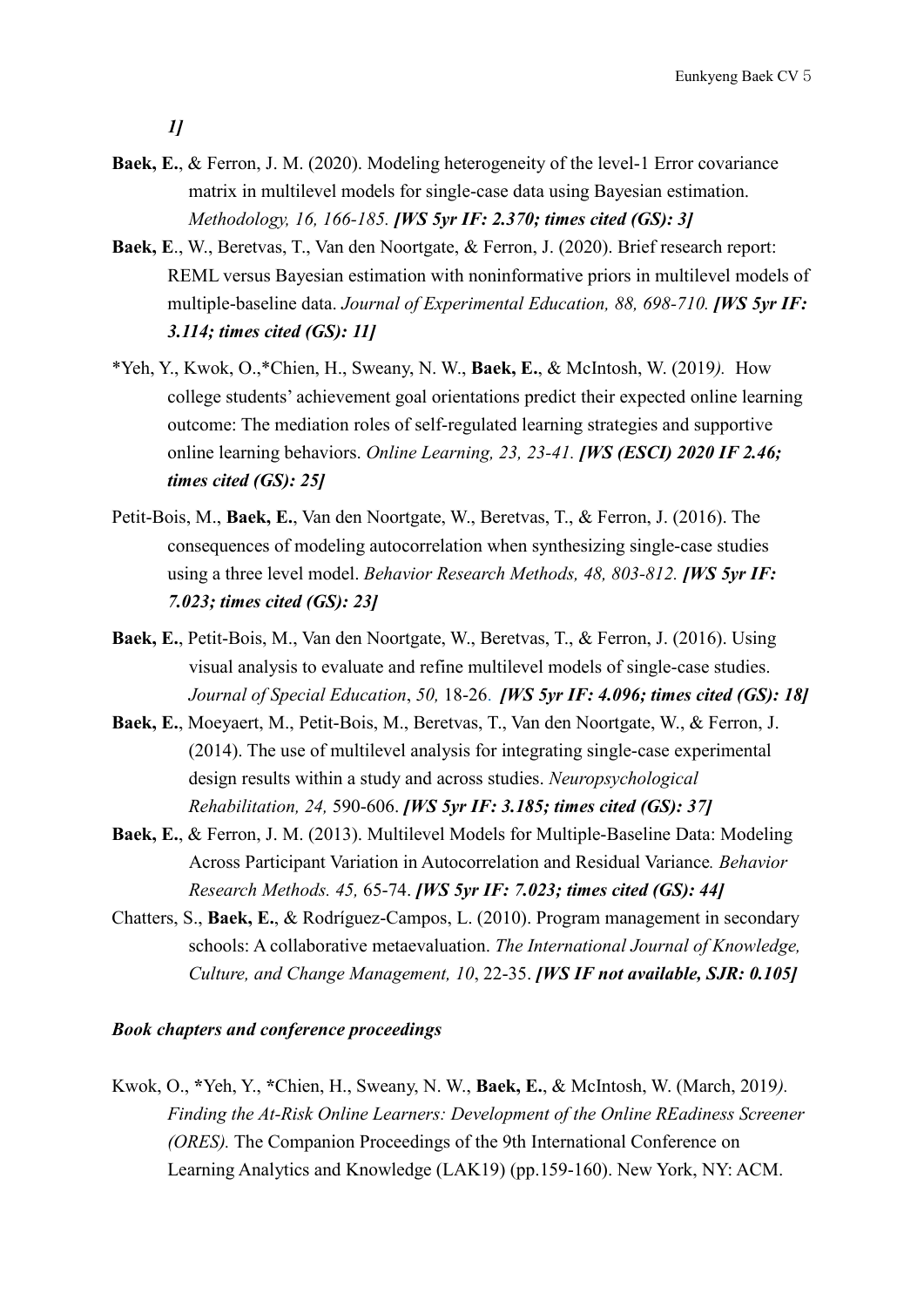*1]*

**Baek, E.**, & Ferron, J. M. (2020). Modeling heterogeneity of the level-1 Error covariance matrix in multilevel models for single-case data using Bayesian estimation. *Methodology, 16, 166-185.* ***[WS 5yr IF: 2.370; times cited (GS): 3]***

**Baek, E**., W., Beretvas, T., Van den Noortgate, & Ferron, J. (2020). Brief research report: REML versus Bayesian estimation with noninformative priors in multilevel models of multiple-baseline data. *Journal of Experimental Education, 88, 698-710.* ***[WS 5yr IF: 3.114; times cited (GS): 11]***

*Yeh, Y., Kwok, O.,*Chien, H., Sweany, N. W., **Baek, E.**, & McIntosh, W. (2019*).* How college students' achievement goal orientations predict their expected online learning outcome: The mediation roles of self-regulated learning strategies and supportive online learning behaviors. *Online Learning, 23, 23-41.* ***[WS (ESCI) 2020 IF 2.46; times cited (GS): 25]***

Petit-Bois, M., **Baek, E.**, Van den Noortgate, W., Beretvas, T., & Ferron, J. (2016). The consequences of modeling autocorrelation when synthesizing single-case studies using a three level model. *Behavior Research Methods, 48, 803-812.* ***[WS 5yr IF: 7.023; times cited (GS): 23]***

**Baek, E.**, Petit-Bois, M., Van den Noortgate, W., Beretvas, T., & Ferron, J. (2016). Using visual analysis to evaluate and refine multilevel models of single-case studies. *Journal of Special Education*, *50,* 18-26. ***[WS 5yr IF: 4.096; times cited (GS): 18]***

**Baek, E.**, Moeyaert, M., Petit-Bois, M., Beretvas, T., Van den Noortgate, W., & Ferron, J. (2014). The use of multilevel analysis for integrating single-case experimental design results within a study and across studies. *Neuropsychological Rehabilitation, 24,* 590-606. ***[WS 5yr IF: 3.185; times cited (GS): 37]***

**Baek, E.**, & Ferron, J. M. (2013). Multilevel Models for Multiple-Baseline Data: Modeling Across Participant Variation in Autocorrelation and Residual Variance*. Behavior Research Methods. 45,* 65-74. ***[WS 5yr IF: 7.023; times cited (GS): 44]***

Chatters, S., **Baek, E.**, & Rodríguez-Campos, L. (2010). Program management in secondary schools: A collaborative metaevaluation. *The International Journal of Knowledge, Culture, and Change Management, 10*, 22-35. ***[WS IF not available, SJR: 0.105]***

***Book chapters and conference proceedings***

Kwok, O., *Yeh, Y., *Chien, H., Sweany, N. W., **Baek, E.**, & McIntosh, W. (March, 2019*). Finding the At-Risk Online Learners: Development of the Online REadiness Screener (ORES).* The Companion Proceedings of the 9th International Conference on Learning Analytics and Knowledge (LAK19) (pp.159-160). New York, NY: ACM.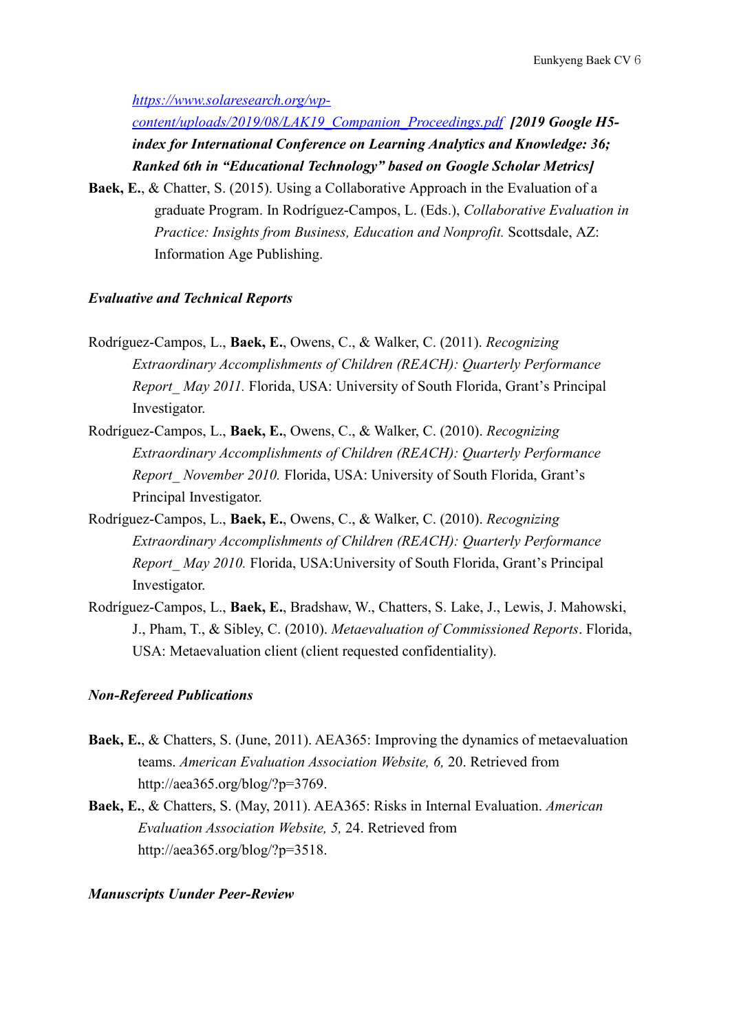https://www.solaresearch.org/wp-content/uploads/2019/08/LAK19_Companion_Proceedings.pdf ***[2019 Google H5-index for International Conference on Learning Analytics and Knowledge: 36; Ranked 6th in "Educational Technology" based on Google Scholar Metrics]***

**Baek, E.**, & Chatter, S. (2015). Using a Collaborative Approach in the Evaluation of a graduate Program. In Rodríguez-Campos, L. (Eds.), *Collaborative Evaluation in Practice: Insights from Business, Education and Nonprofit.* Scottsdale, AZ: Information Age Publishing.

***Evaluative and Technical Reports***

Rodríguez-Campos, L., **Baek, E.**, Owens, C., & Walker, C. (2011). *Recognizing Extraordinary Accomplishments of Children (REACH): Quarterly Performance Report_ May 2011.* Florida, USA: University of South Florida, Grant's Principal Investigator.

Rodríguez-Campos, L., **Baek, E.**, Owens, C., & Walker, C. (2010). *Recognizing Extraordinary Accomplishments of Children (REACH): Quarterly Performance Report_ November 2010.* Florida, USA: University of South Florida, Grant's Principal Investigator.

Rodríguez-Campos, L., **Baek, E.**, Owens, C., & Walker, C. (2010). *Recognizing Extraordinary Accomplishments of Children (REACH): Quarterly Performance Report_ May 2010.* Florida, USA:University of South Florida, Grant's Principal Investigator.

Rodríguez-Campos, L., **Baek, E.**, Bradshaw, W., Chatters, S. Lake, J., Lewis, J. Mahowski, J., Pham, T., & Sibley, C. (2010). *Metaevaluation of Commissioned Reports*. Florida, USA: Metaevaluation client (client requested confidentiality).

***Non-Refereed Publications***

**Baek, E.**, & Chatters, S. (June, 2011). AEA365: Improving the dynamics of metaevaluation teams. *American Evaluation Association Website, 6,* 20. Retrieved from http://aea365.org/blog/?p=3769.

**Baek, E.**, & Chatters, S. (May, 2011). AEA365: Risks in Internal Evaluation. *American Evaluation Association Website, 5,* 24. Retrieved from http://aea365.org/blog/?p=3518.

***Manuscripts Uunder Peer-Review***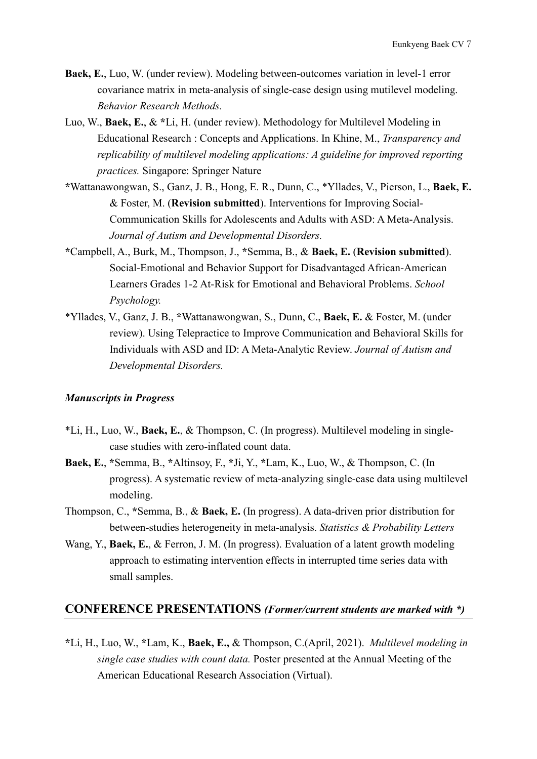**Baek, E.**, Luo, W. (under review). Modeling between-outcomes variation in level-1 error covariance matrix in meta-analysis of single-case design using mutilevel modeling. *Behavior Research Methods.*

Luo, W., **Baek, E.**, & *Li, H. (under review). Methodology for Multilevel Modeling in Educational Research : Concepts and Applications. In Khine, M., *Transparency and replicability of multilevel modeling applications: A guideline for improved reporting practices.* Singapore: Springer Nature

*Wattanawongwan, S., Ganz, J. B., Hong, E. R., Dunn, C., *Yllades, V., Pierson, L., **Baek, E.** & Foster, M. (**Revision submitted**). Interventions for Improving Social-Communication Skills for Adolescents and Adults with ASD: A Meta-Analysis. *Journal of Autism and Developmental Disorders.*

*Campbell, A., Burk, M., Thompson, J., *Semma, B., & **Baek, E.** (**Revision submitted**). Social-Emotional and Behavior Support for Disadvantaged African-American Learners Grades 1-2 At-Risk for Emotional and Behavioral Problems. *School Psychology.*

*Yllades, V., Ganz, J. B., *Wattanawongwan, S., Dunn, C., **Baek, E.** & Foster, M. (under review). Using Telepractice to Improve Communication and Behavioral Skills for Individuals with ASD and ID: A Meta-Analytic Review. *Journal of Autism and Developmental Disorders.*

***Manuscripts in Progress***

*Li, H., Luo, W., **Baek, E.**, & Thompson, C. (In progress). Multilevel modeling in single-case studies with zero-inflated count data.

**Baek, E.**, *Semma, B., *Altinsoy, F., *Ji, Y., *Lam, K., Luo, W., & Thompson, C. (In progress). A systematic review of meta-analyzing single-case data using multilevel modeling.

Thompson, C., *Semma, B., & **Baek, E.** (In progress). A data-driven prior distribution for between-studies heterogeneity in meta-analysis. *Statistics & Probability Letters*

Wang, Y., **Baek, E.**, & Ferron, J. M. (In progress). Evaluation of a latent growth modeling approach to estimating intervention effects in interrupted time series data with small samples.

## CONFERENCE PRESENTATIONS *(Former/current students are marked with *)*

*Li, H., Luo, W., *Lam, K., **Baek, E.,** & Thompson, C.(April, 2021). *Multilevel modeling in single case studies with count data.* Poster presented at the Annual Meeting of the American Educational Research Association (Virtual).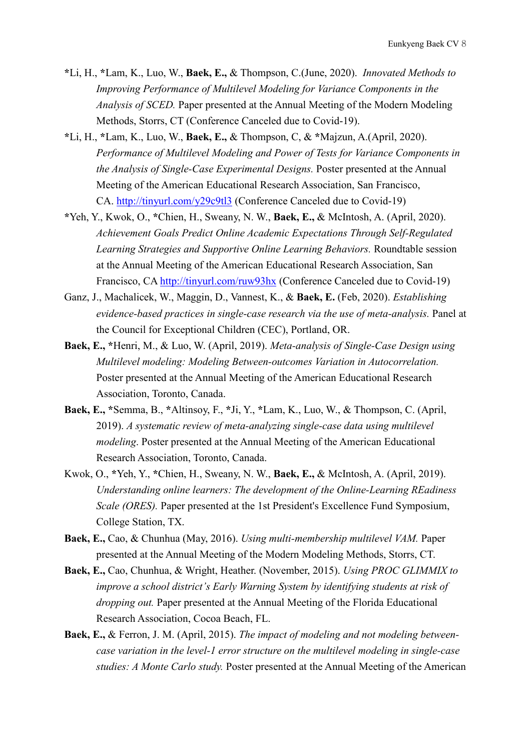**\***Li, H., **\***Lam, K., Luo, W., **Baek, E.,** & Thompson, C.(June, 2020). *Innovated Methods to Improving Performance of Multilevel Modeling for Variance Components in the Analysis of SCED.* Paper presented at the Annual Meeting of the Modern Modeling Methods, Storrs, CT (Conference Canceled due to Covid-19).

**\***Li, H., **\***Lam, K., Luo, W., **Baek, E.,** & Thompson, C, & **\***Majzun, A.(April, 2020). *Performance of Multilevel Modeling and Power of Tests for Variance Components in the Analysis of Single-Case Experimental Designs.* Poster presented at the Annual Meeting of the American Educational Research Association, San Francisco, CA. [http://tinyurl.com/y29c9tl3](http://tinyurl.com/y29c9tl3) (Conference Canceled due to Covid-19)

**\***Yeh, Y., Kwok, O., **\***Chien, H., Sweany, N. W., **Baek, E.,** & McIntosh, A. (April, 2020). *Achievement Goals Predict Online Academic Expectations Through Self-Regulated Learning Strategies and Supportive Online Learning Behaviors.* Roundtable session at the Annual Meeting of the American Educational Research Association, San Francisco, CA [http://tinyurl.com/ruw93hx](http://tinyurl.com/ruw93hx) (Conference Canceled due to Covid-19)

Ganz, J., Machalicek, W., Maggin, D., Vannest, K., & **Baek, E.** (Feb, 2020). *Establishing evidence-based practices in single-case research via the use of meta-analysis.* Panel at the Council for Exceptional Children (CEC), Portland, OR.

**Baek, E.,** **\***Henri, M., & Luo, W. (April, 2019). *Meta-analysis of Single-Case Design using Multilevel modeling: Modeling Between-outcomes Variation in Autocorrelation.* Poster presented at the Annual Meeting of the American Educational Research Association, Toronto, Canada.

**Baek, E.,** **\***Semma, B., **\***Altinsoy, F., **\***Ji, Y., **\***Lam, K., Luo, W., & Thompson, C. (April, 2019). *A systematic review of meta-analyzing single-case data using multilevel modeling*. Poster presented at the Annual Meeting of the American Educational Research Association, Toronto, Canada.

Kwok, O., **\***Yeh, Y., **\***Chien, H., Sweany, N. W., **Baek, E.,** & McIntosh, A. (April, 2019). *Understanding online learners: The development of the Online-Learning REadiness Scale (ORES).* Paper presented at the 1st President's Excellence Fund Symposium, College Station, TX.

**Baek, E.,** Cao, & Chunhua (May, 2016). *Using multi-membership multilevel VAM.* Paper presented at the Annual Meeting of the Modern Modeling Methods, Storrs, CT.

**Baek, E.,** Cao, Chunhua, & Wright, Heather. (November, 2015). *Using PROC GLIMMIX to improve a school district's Early Warning System by identifying students at risk of dropping out.* Paper presented at the Annual Meeting of the Florida Educational Research Association, Cocoa Beach, FL.

**Baek, E.,** & Ferron, J. M. (April, 2015). *The impact of modeling and not modeling between-case variation in the level-1 error structure on the multilevel modeling in single-case studies: A Monte Carlo study.* Poster presented at the Annual Meeting of the American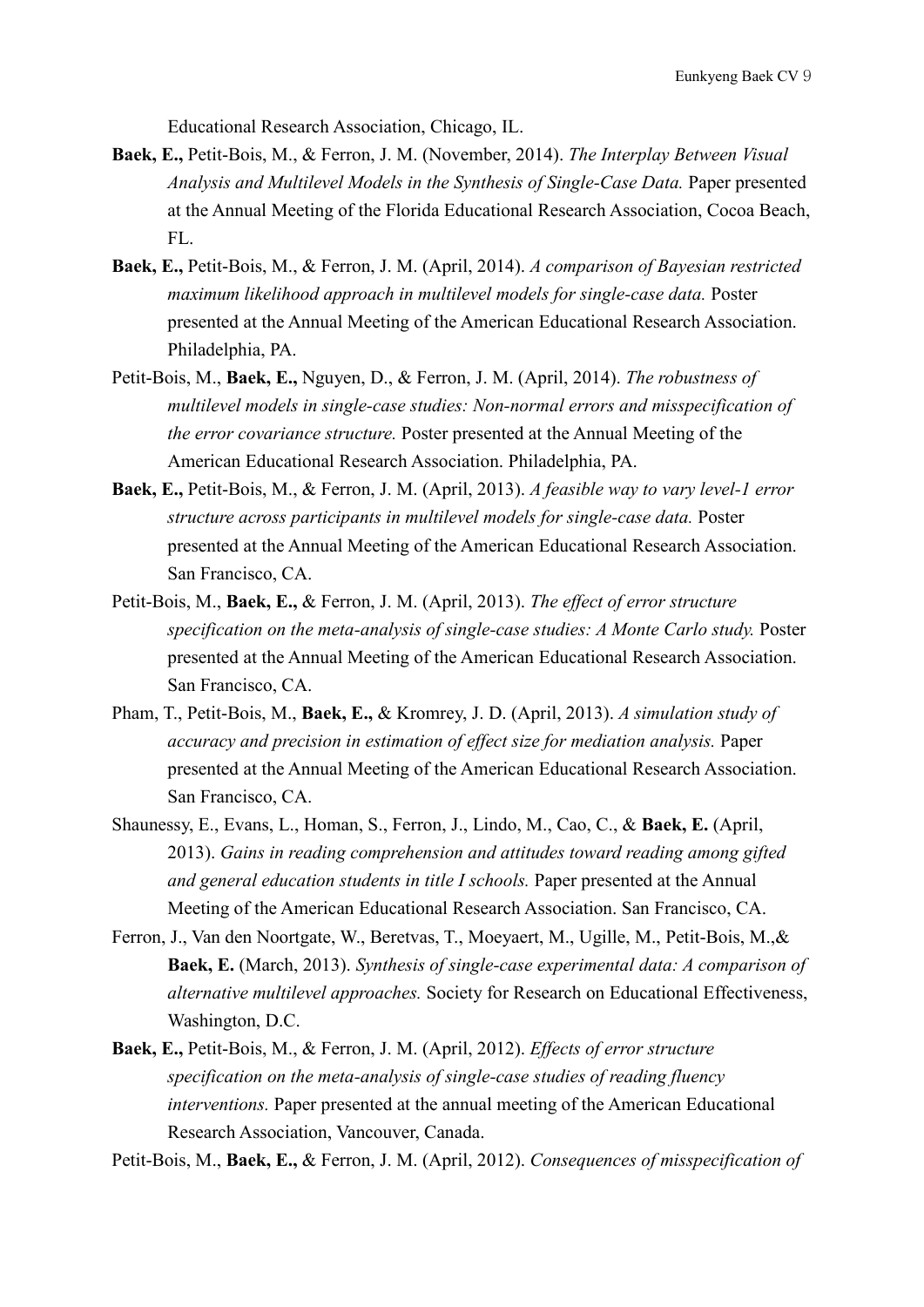Educational Research Association, Chicago, IL.

**Baek, E.,** Petit-Bois, M., & Ferron, J. M. (November, 2014). *The Interplay Between Visual Analysis and Multilevel Models in the Synthesis of Single-Case Data.* Paper presented at the Annual Meeting of the Florida Educational Research Association, Cocoa Beach, FL.

**Baek, E.,** Petit-Bois, M., & Ferron, J. M. (April, 2014). *A comparison of Bayesian restricted maximum likelihood approach in multilevel models for single-case data.* Poster presented at the Annual Meeting of the American Educational Research Association. Philadelphia, PA.

Petit-Bois, M., **Baek, E.,** Nguyen, D., & Ferron, J. M. (April, 2014). *The robustness of multilevel models in single-case studies: Non-normal errors and misspecification of the error covariance structure.* Poster presented at the Annual Meeting of the American Educational Research Association. Philadelphia, PA.

**Baek, E.,** Petit-Bois, M., & Ferron, J. M. (April, 2013). *A feasible way to vary level-1 error structure across participants in multilevel models for single-case data.* Poster presented at the Annual Meeting of the American Educational Research Association. San Francisco, CA.

Petit-Bois, M., **Baek, E.,** & Ferron, J. M. (April, 2013). *The effect of error structure specification on the meta-analysis of single-case studies: A Monte Carlo study.* Poster presented at the Annual Meeting of the American Educational Research Association. San Francisco, CA.

Pham, T., Petit-Bois, M., **Baek, E.,** & Kromrey, J. D. (April, 2013). *A simulation study of accuracy and precision in estimation of effect size for mediation analysis.* Paper presented at the Annual Meeting of the American Educational Research Association. San Francisco, CA.

Shaunessy, E., Evans, L., Homan, S., Ferron, J., Lindo, M., Cao, C., & **Baek, E.** (April, 2013). *Gains in reading comprehension and attitudes toward reading among gifted and general education students in title I schools.* Paper presented at the Annual Meeting of the American Educational Research Association. San Francisco, CA.

Ferron, J., Van den Noortgate, W., Beretvas, T., Moeyaert, M., Ugille, M., Petit-Bois, M.,& **Baek, E.** (March, 2013). *Synthesis of single-case experimental data: A comparison of alternative multilevel approaches.* Society for Research on Educational Effectiveness, Washington, D.C.

**Baek, E.,** Petit-Bois, M., & Ferron, J. M. (April, 2012). *Effects of error structure specification on the meta-analysis of single-case studies of reading fluency interventions.* Paper presented at the annual meeting of the American Educational Research Association, Vancouver, Canada.

Petit-Bois, M., **Baek, E.,** & Ferron, J. M. (April, 2012). *Consequences of misspecification of*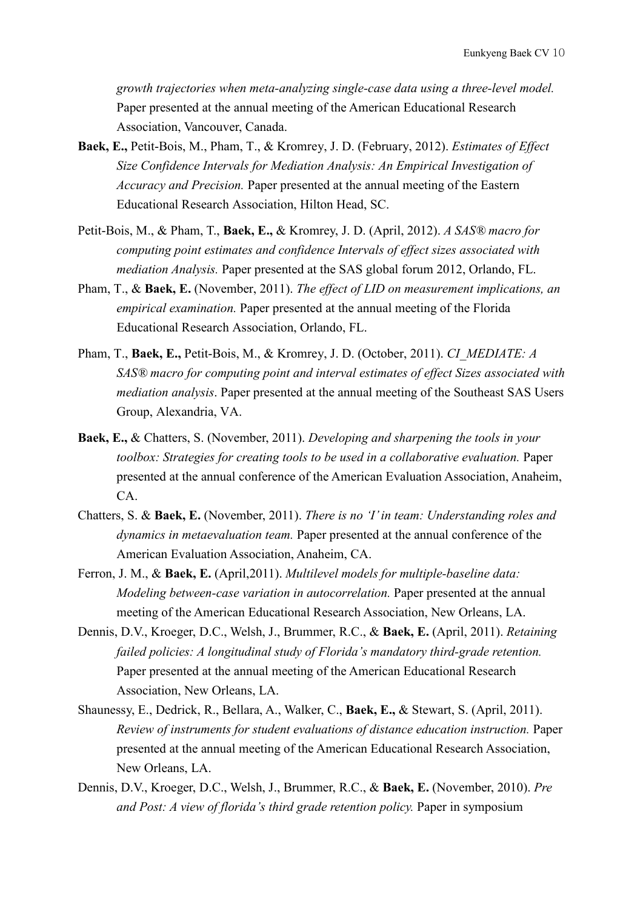*growth trajectories when meta-analyzing single-case data using a three-level model.* Paper presented at the annual meeting of the American Educational Research Association, Vancouver, Canada.

**Baek, E.,** Petit-Bois, M., Pham, T., & Kromrey, J. D. (February, 2012). *Estimates of Effect Size Confidence Intervals for Mediation Analysis: An Empirical Investigation of Accuracy and Precision.* Paper presented at the annual meeting of the Eastern Educational Research Association, Hilton Head, SC.

Petit-Bois, M., & Pham, T., **Baek, E.,** & Kromrey, J. D. (April, 2012). *A SAS® macro for computing point estimates and confidence Intervals of effect sizes associated with mediation Analysis.* Paper presented at the SAS global forum 2012, Orlando, FL.

Pham, T., & **Baek, E.** (November, 2011). *The effect of LID on measurement implications, an empirical examination.* Paper presented at the annual meeting of the Florida Educational Research Association, Orlando, FL.

Pham, T., **Baek, E.,** Petit-Bois, M., & Kromrey, J. D. (October, 2011). *CI_MEDIATE: A SAS® macro for computing point and interval estimates of effect Sizes associated with mediation analysis*. Paper presented at the annual meeting of the Southeast SAS Users Group, Alexandria, VA.

**Baek, E.,** & Chatters, S. (November, 2011). *Developing and sharpening the tools in your toolbox: Strategies for creating tools to be used in a collaborative evaluation.* Paper presented at the annual conference of the American Evaluation Association, Anaheim, CA.

Chatters, S. & **Baek, E.** (November, 2011). *There is no 'I' in team: Understanding roles and dynamics in metaevaluation team.* Paper presented at the annual conference of the American Evaluation Association, Anaheim, CA.

Ferron, J. M., & **Baek, E.** (April,2011). *Multilevel models for multiple-baseline data: Modeling between-case variation in autocorrelation.* Paper presented at the annual meeting of the American Educational Research Association, New Orleans, LA.

Dennis, D.V., Kroeger, D.C., Welsh, J., Brummer, R.C., & **Baek, E.** (April, 2011). *Retaining failed policies: A longitudinal study of Florida's mandatory third-grade retention.* Paper presented at the annual meeting of the American Educational Research Association, New Orleans, LA.

Shaunessy, E., Dedrick, R., Bellara, A., Walker, C., **Baek, E.,** & Stewart, S. (April, 2011). *Review of instruments for student evaluations of distance education instruction.* Paper presented at the annual meeting of the American Educational Research Association, New Orleans, LA.

Dennis, D.V., Kroeger, D.C., Welsh, J., Brummer, R.C., & **Baek, E.** (November, 2010). *Pre and Post: A view of florida's third grade retention policy.* Paper in symposium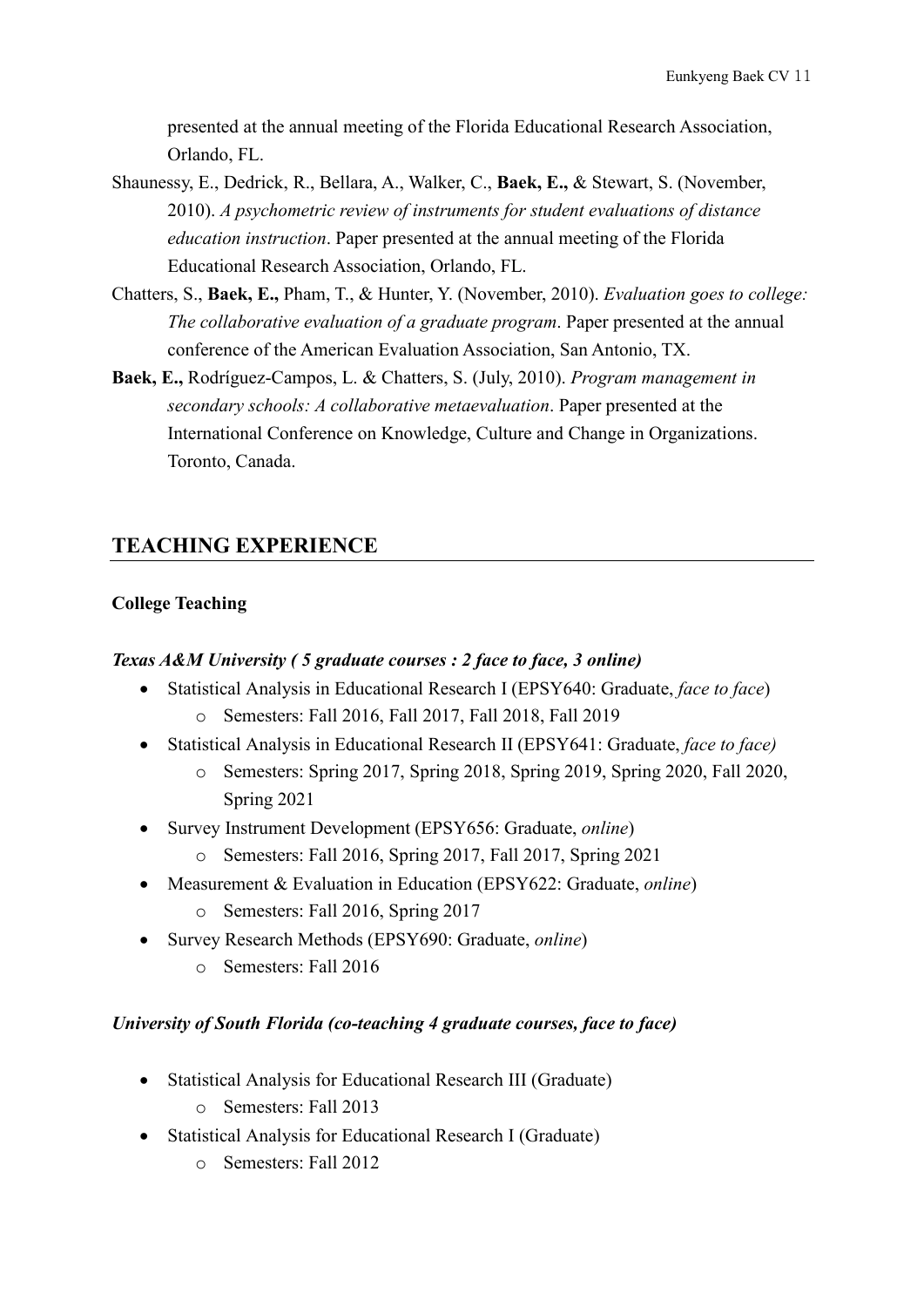presented at the annual meeting of the Florida Educational Research Association, Orlando, FL.

Shaunessy, E., Dedrick, R., Bellara, A., Walker, C., **Baek, E.,** & Stewart, S. (November, 2010). *A psychometric review of instruments for student evaluations of distance education instruction*. Paper presented at the annual meeting of the Florida Educational Research Association, Orlando, FL.

Chatters, S., **Baek, E.,** Pham, T., & Hunter, Y. (November, 2010). *Evaluation goes to college: The collaborative evaluation of a graduate program*. Paper presented at the annual conference of the American Evaluation Association, San Antonio, TX.

**Baek, E.,** Rodríguez-Campos, L. & Chatters, S. (July, 2010). *Program management in secondary schools: A collaborative metaevaluation*. Paper presented at the International Conference on Knowledge, Culture and Change in Organizations. Toronto, Canada.

## TEACHING EXPERIENCE

**College Teaching**

***Texas A&M University ( 5 graduate courses : 2 face to face, 3 online)***

- Statistical Analysis in Educational Research I (EPSY640: Graduate, *face to face*)
  - Semesters: Fall 2016, Fall 2017, Fall 2018, Fall 2019
- Statistical Analysis in Educational Research II (EPSY641: Graduate, *face to face)*
  - Semesters: Spring 2017, Spring 2018, Spring 2019, Spring 2020, Fall 2020, Spring 2021
- Survey Instrument Development (EPSY656: Graduate, *online*)
  - Semesters: Fall 2016, Spring 2017, Fall 2017, Spring 2021
- Measurement & Evaluation in Education (EPSY622: Graduate, *online*)
  - Semesters: Fall 2016, Spring 2017
- Survey Research Methods (EPSY690: Graduate, *online*)
  - Semesters: Fall 2016

***University of South Florida (co-teaching 4 graduate courses, face to face)***

- Statistical Analysis for Educational Research III (Graduate)
  - Semesters: Fall 2013
- Statistical Analysis for Educational Research I (Graduate)
  - Semesters: Fall 2012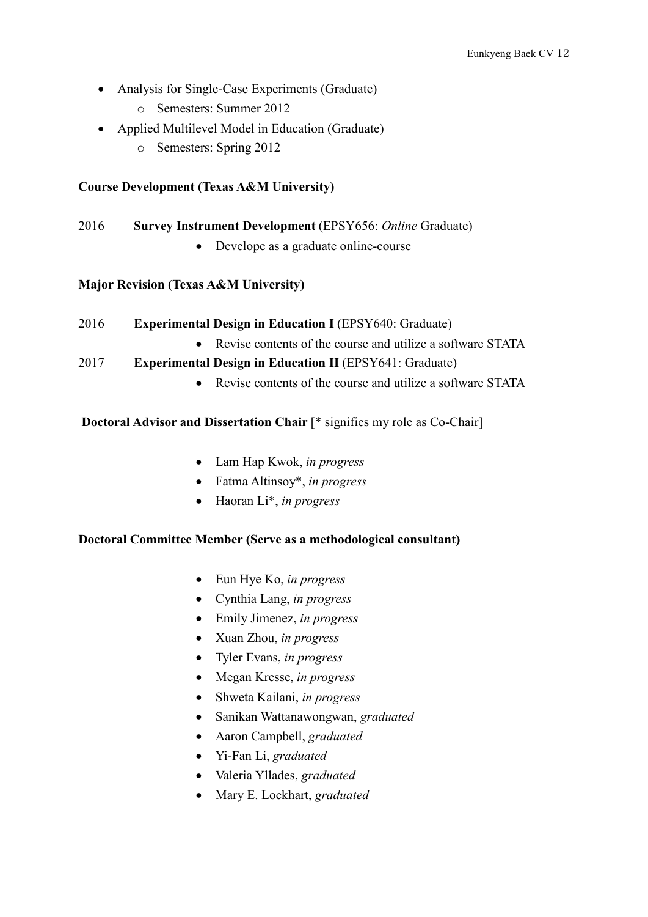- Analysis for Single-Case Experiments (Graduate)
    - Semesters: Summer 2012
- Applied Multilevel Model in Education (Graduate)
    - Semesters: Spring 2012

**Course Development (Texas A&M University)**

2016 **Survey Instrument Development** (EPSY656: ***Online*** Graduate)

- Develope as a graduate online-course

**Major Revision (Texas A&M University)**

2016 **Experimental Design in Education I** (EPSY640: Graduate)

- Revise contents of the course and utilize a software STATA

2017 **Experimental Design in Education II** (EPSY641: Graduate)

- Revise contents of the course and utilize a software STATA

**Doctoral Advisor and Dissertation Chair** [* signifies my role as Co-Chair]

- Lam Hap Kwok, *in progress*
- Fatma Altinsoy*, *in progress*
- Haoran Li*, *in progress*

**Doctoral Committee Member (Serve as a methodological consultant)**

- Eun Hye Ko, *in progress*
- Cynthia Lang, *in progress*
- Emily Jimenez, *in progress*
- Xuan Zhou, *in progress*
- Tyler Evans, *in progress*
- Megan Kresse, *in progress*
- Shweta Kailani, *in progress*
- Sanikan Wattanawongwan, *graduated*
- Aaron Campbell, *graduated*
- Yi-Fan Li, *graduated*
- Valeria Yllades, *graduated*
- Mary E. Lockhart, *graduated*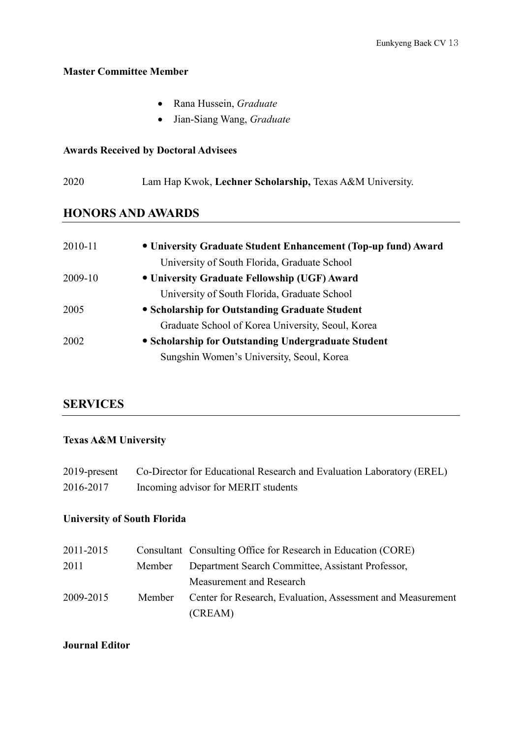**Master Committee Member**

- Rana Hussein, *Graduate*
- Jian-Siang Wang, *Graduate*

**Awards Received by Doctoral Advisees**

2020 Lam Hap Kwok, **Lechner Scholarship,** Texas A&M University.

## HONORS AND AWARDS

| | |
|---|---|
| 2010-11 | • **University Graduate Student Enhancement (Top-up fund) Award**<br>University of South Florida, Graduate School |
| 2009-10 | • **University Graduate Fellowship (UGF) Award**<br>University of South Florida, Graduate School |
| 2005 | • **Scholarship for Outstanding Graduate Student**<br>Graduate School of Korea University, Seoul, Korea |
| 2002 | • **Scholarship for Outstanding Undergraduate Student**<br>Sungshin Women's University, Seoul, Korea |

## SERVICES

**Texas A&M University**

| | |
|---|---|
| 2019-present | Co-Director for Educational Research and Evaluation Laboratory (EREL) |
| 2016-2017 | Incoming advisor for MERIT students |

**University of South Florida**

| | | |
|---|---|---|
| 2011-2015 | Consultant | Consulting Office for Research in Education (CORE) |
| 2011 | Member | Department Search Committee, Assistant Professor, Measurement and Research |
| 2009-2015 | Member | Center for Research, Evaluation, Assessment and Measurement (CREAM) |

**Journal Editor**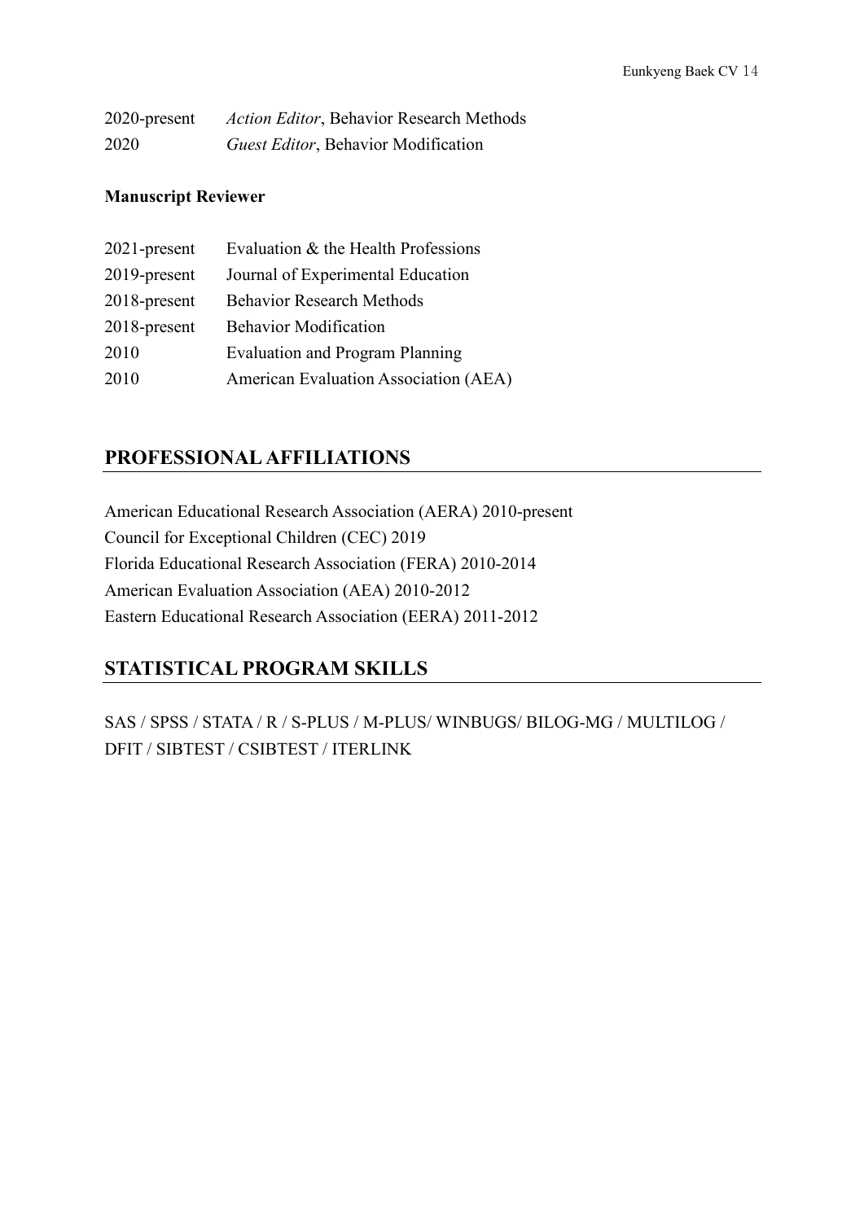| | |
|---|---|
| 2020-present | *Action Editor*, Behavior Research Methods |
| 2020 | *Guest Editor*, Behavior Modification |

**Manuscript Reviewer**

| | |
|---|---|
| 2021-present | Evaluation & the Health Professions |
| 2019-present | Journal of Experimental Education |
| 2018-present | Behavior Research Methods |
| 2018-present | Behavior Modification |
| 2010 | Evaluation and Program Planning |
| 2010 | American Evaluation Association (AEA) |

## PROFESSIONAL AFFILIATIONS

American Educational Research Association (AERA) 2010-present
Council for Exceptional Children (CEC) 2019
Florida Educational Research Association (FERA) 2010-2014
American Evaluation Association (AEA) 2010-2012
Eastern Educational Research Association (EERA) 2011-2012

## STATISTICAL PROGRAM SKILLS

SAS / SPSS / STATA / R / S-PLUS / M-PLUS/ WINBUGS/ BILOG-MG / MULTILOG / DFIT / SIBTEST / CSIBTEST / ITERLINK